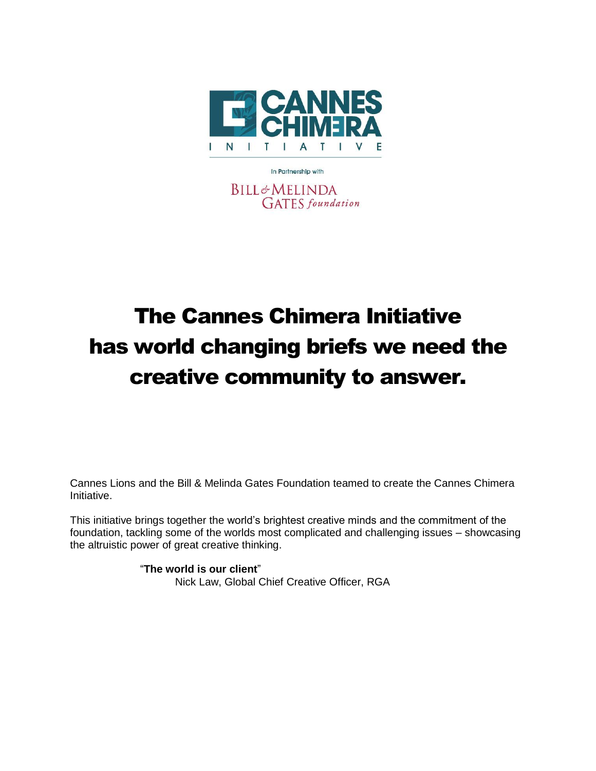CANNES CHIMERA

INITIATIVE

In Partnership with

BILL & MELINDA GATES foundation

# The Cannes Chimera Initiative has world changing briefs we need the creative community to answer.

Cannes Lions and the Bill & Melinda Gates Foundation teamed to create the Cannes Chimera Initiative.

This initiative brings together the world's brightest creative minds and the commitment of the foundation, tackling some of the worlds most complicated and challenging issues – showcasing the altruistic power of great creative thinking.

> "**The world is our client**"
> Nick Law, Global Chief Creative Officer, RGA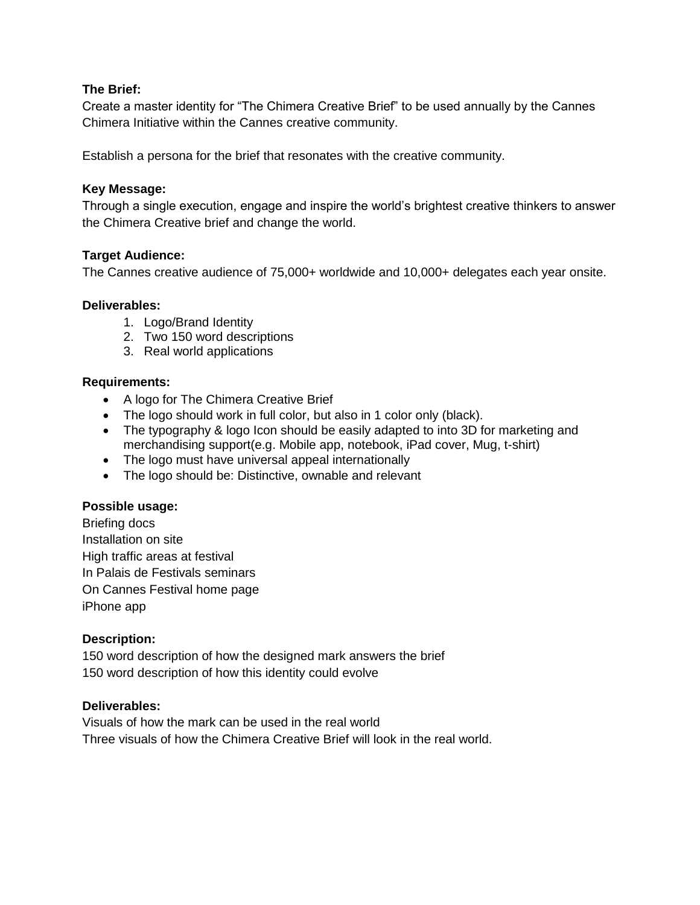**The Brief:**
Create a master identity for "The Chimera Creative Brief" to be used annually by the Cannes Chimera Initiative within the Cannes creative community.

Establish a persona for the brief that resonates with the creative community.

**Key Message:**
Through a single execution, engage and inspire the world's brightest creative thinkers to answer the Chimera Creative brief and change the world.

**Target Audience:**
The Cannes creative audience of 75,000+ worldwide and 10,000+ delegates each year onsite.

**Deliverables:**

1. Logo/Brand Identity
2. Two 150 word descriptions
3. Real world applications

**Requirements:**

- A logo for The Chimera Creative Brief
- The logo should work in full color, but also in 1 color only (black).
- The typography & logo Icon should be easily adapted to into 3D for marketing and merchandising support(e.g. Mobile app, notebook, iPad cover, Mug, t-shirt)
- The logo must have universal appeal internationally
- The logo should be: Distinctive, ownable and relevant

**Possible usage:**
Briefing docs
Installation on site
High traffic areas at festival
In Palais de Festivals seminars
On Cannes Festival home page
iPhone app

**Description:**
150 word description of how the designed mark answers the brief
150 word description of how this identity could evolve

**Deliverables:**
Visuals of how the mark can be used in the real world
Three visuals of how the Chimera Creative Brief will look in the real world.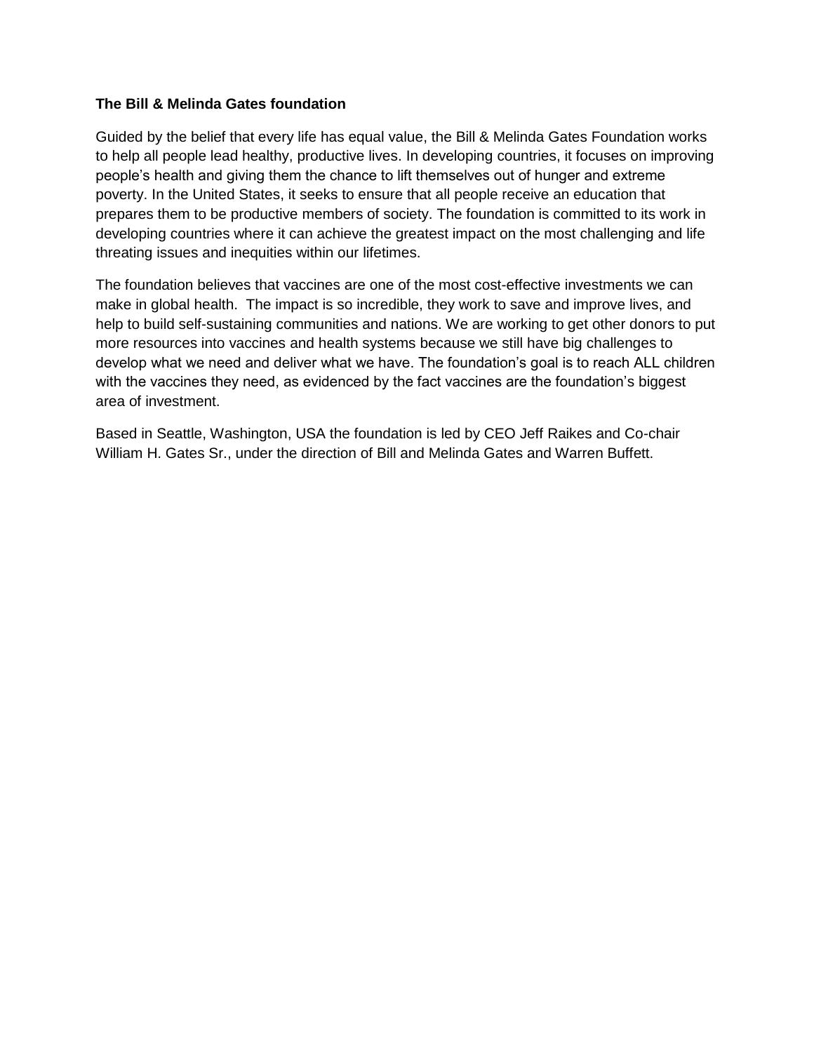**The Bill & Melinda Gates foundation**

Guided by the belief that every life has equal value, the Bill & Melinda Gates Foundation works to help all people lead healthy, productive lives. In developing countries, it focuses on improving people's health and giving them the chance to lift themselves out of hunger and extreme poverty. In the United States, it seeks to ensure that all people receive an education that prepares them to be productive members of society. The foundation is committed to its work in developing countries where it can achieve the greatest impact on the most challenging and life threating issues and inequities within our lifetimes.

The foundation believes that vaccines are one of the most cost-effective investments we can make in global health. The impact is so incredible, they work to save and improve lives, and help to build self-sustaining communities and nations. We are working to get other donors to put more resources into vaccines and health systems because we still have big challenges to develop what we need and deliver what we have. The foundation's goal is to reach ALL children with the vaccines they need, as evidenced by the fact vaccines are the foundation's biggest area of investment.

Based in Seattle, Washington, USA the foundation is led by CEO Jeff Raikes and Co-chair William H. Gates Sr., under the direction of Bill and Melinda Gates and Warren Buffett.